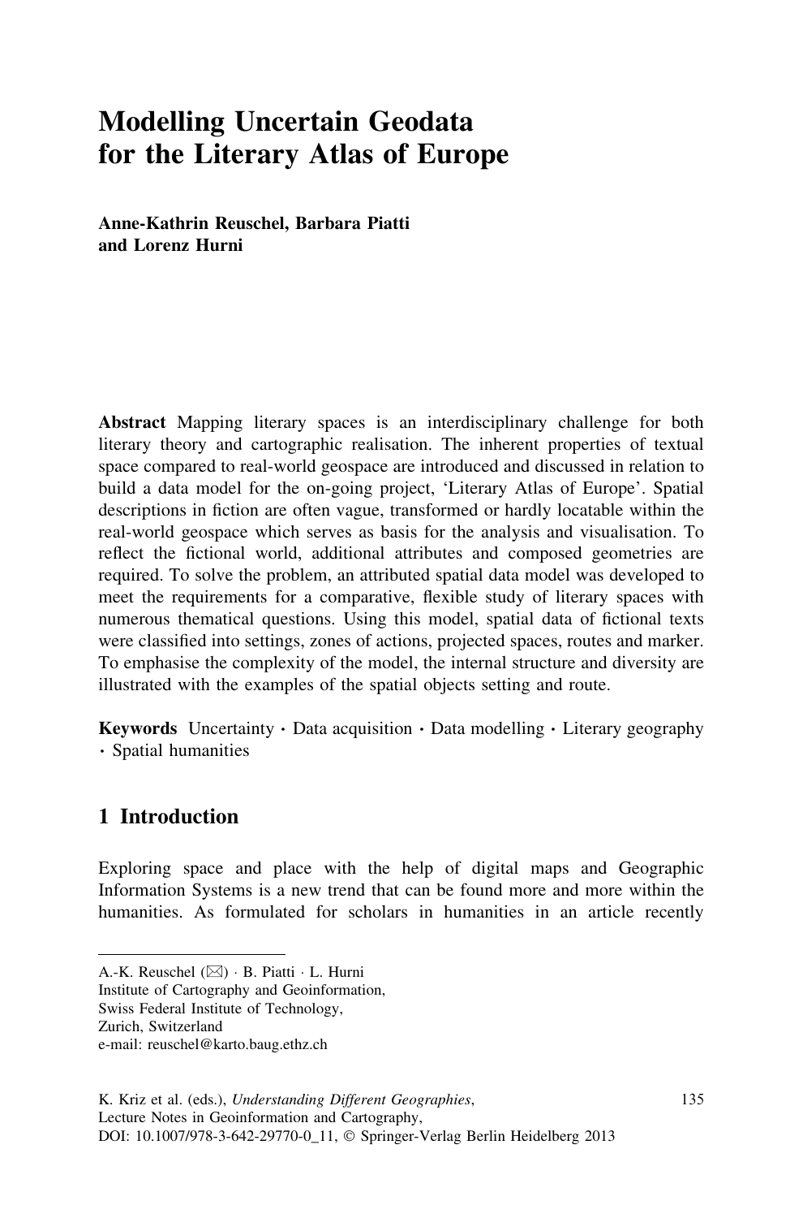# Modelling Uncertain Geodata for the Literary Atlas of Europe

**Anne-Kathrin Reuschel, Barbara Piatti and Lorenz Hurni**

**Abstract** Mapping literary spaces is an interdisciplinary challenge for both literary theory and cartographic realisation. The inherent properties of textual space compared to real-world geospace are introduced and discussed in relation to build a data model for the on-going project, 'Literary Atlas of Europe'. Spatial descriptions in fiction are often vague, transformed or hardly locatable within the real-world geospace which serves as basis for the analysis and visualisation. To reflect the fictional world, additional attributes and composed geometries are required. To solve the problem, an attributed spatial data model was developed to meet the requirements for a comparative, flexible study of literary spaces with numerous thematical questions. Using this model, spatial data of fictional texts were classified into settings, zones of actions, projected spaces, routes and marker. To emphasise the complexity of the model, the internal structure and diversity are illustrated with the examples of the spatial objects setting and route.

**Keywords** Uncertainty · Data acquisition · Data modelling · Literary geography · Spatial humanities

## 1 Introduction

Exploring space and place with the help of digital maps and Geographic Information Systems is a new trend that can be found more and more within the humanities. As formulated for scholars in humanities in an article recently

---

A.-K. Reuschel (✉) · B. Piatti · L. Hurni
Institute of Cartography and Geoinformation,
Swiss Federal Institute of Technology,
Zurich, Switzerland
e-mail: reuschel@karto.baug.ethz.ch

K. Kriz et al. (eds.), *Understanding Different Geographies*,
Lecture Notes in Geoinformation and Cartography,
DOI: 10.1007/978-3-642-29770-0_11, © Springer-Verlag Berlin Heidelberg 2013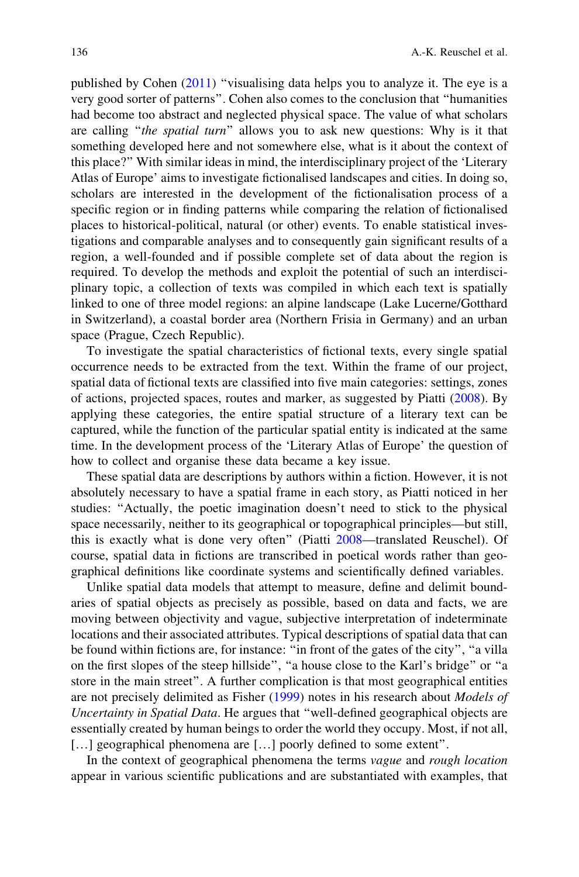published by Cohen (2011) "visualising data helps you to analyze it. The eye is a very good sorter of patterns". Cohen also comes to the conclusion that "humanities had become too abstract and neglected physical space. The value of what scholars are calling "*the spatial turn*" allows you to ask new questions: Why is it that something developed here and not somewhere else, what is it about the context of this place?" With similar ideas in mind, the interdisciplinary project of the 'Literary Atlas of Europe' aims to investigate fictionalised landscapes and cities. In doing so, scholars are interested in the development of the fictionalisation process of a specific region or in finding patterns while comparing the relation of fictionalised places to historical-political, natural (or other) events. To enable statistical investigations and comparable analyses and to consequently gain significant results of a region, a well-founded and if possible complete set of data about the region is required. To develop the methods and exploit the potential of such an interdisciplinary topic, a collection of texts was compiled in which each text is spatially linked to one of three model regions: an alpine landscape (Lake Lucerne/Gotthard in Switzerland), a coastal border area (Northern Frisia in Germany) and an urban space (Prague, Czech Republic).

To investigate the spatial characteristics of fictional texts, every single spatial occurrence needs to be extracted from the text. Within the frame of our project, spatial data of fictional texts are classified into five main categories: settings, zones of actions, projected spaces, routes and marker, as suggested by Piatti (2008). By applying these categories, the entire spatial structure of a literary text can be captured, while the function of the particular spatial entity is indicated at the same time. In the development process of the 'Literary Atlas of Europe' the question of how to collect and organise these data became a key issue.

These spatial data are descriptions by authors within a fiction. However, it is not absolutely necessary to have a spatial frame in each story, as Piatti noticed in her studies: "Actually, the poetic imagination doesn't need to stick to the physical space necessarily, neither to its geographical or topographical principles—but still, this is exactly what is done very often" (Piatti 2008—translated Reuschel). Of course, spatial data in fictions are transcribed in poetical words rather than geographical definitions like coordinate systems and scientifically defined variables.

Unlike spatial data models that attempt to measure, define and delimit boundaries of spatial objects as precisely as possible, based on data and facts, we are moving between objectivity and vague, subjective interpretation of indeterminate locations and their associated attributes. Typical descriptions of spatial data that can be found within fictions are, for instance: "in front of the gates of the city", "a villa on the first slopes of the steep hillside", "a house close to the Karl's bridge" or "a store in the main street". A further complication is that most geographical entities are not precisely delimited as Fisher (1999) notes in his research about *Models of Uncertainty in Spatial Data*. He argues that "well-defined geographical objects are essentially created by human beings to order the world they occupy. Most, if not all, […] geographical phenomena are […] poorly defined to some extent".

In the context of geographical phenomena the terms *vague* and *rough location* appear in various scientific publications and are substantiated with examples, that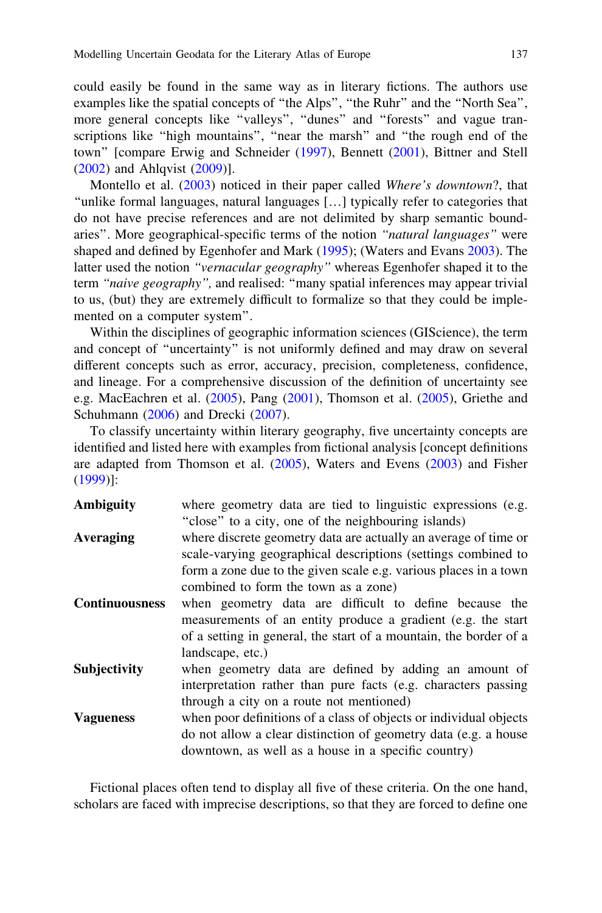could easily be found in the same way as in literary fictions. The authors use examples like the spatial concepts of "the Alps", "the Ruhr" and the "North Sea", more general concepts like "valleys", "dunes" and "forests" and vague transcriptions like "high mountains", "near the marsh" and "the rough end of the town" [compare Erwig and Schneider (1997), Bennett (2001), Bittner and Stell (2002) and Ahlqvist (2009)].

Montello et al. (2003) noticed in their paper called *Where's downtown*?, that "unlike formal languages, natural languages […] typically refer to categories that do not have precise references and are not delimited by sharp semantic boundaries". More geographical-specific terms of the notion *"natural languages"* were shaped and defined by Egenhofer and Mark (1995); (Waters and Evans 2003). The latter used the notion *"vernacular geography"* whereas Egenhofer shaped it to the term *"naive geography",* and realised: "many spatial inferences may appear trivial to us, (but) they are extremely difficult to formalize so that they could be implemented on a computer system".

Within the disciplines of geographic information sciences (GIScience), the term and concept of "uncertainty" is not uniformly defined and may draw on several different concepts such as error, accuracy, precision, completeness, confidence, and lineage. For a comprehensive discussion of the definition of uncertainty see e.g. MacEachren et al. (2005), Pang (2001), Thomson et al. (2005), Griethe and Schuhmann (2006) and Drecki (2007).

To classify uncertainty within literary geography, five uncertainty concepts are identified and listed here with examples from fictional analysis [concept definitions are adapted from Thomson et al. (2005), Waters and Evens (2003) and Fisher (1999)]:

**Ambiguity** where geometry data are tied to linguistic expressions (e.g. "close" to a city, one of the neighbouring islands)

**Averaging** where discrete geometry data are actually an average of time or scale-varying geographical descriptions (settings combined to form a zone due to the given scale e.g. various places in a town combined to form the town as a zone)

**Continuousness** when geometry data are difficult to define because the measurements of an entity produce a gradient (e.g. the start of a setting in general, the start of a mountain, the border of a landscape, etc.)

**Subjectivity** when geometry data are defined by adding an amount of interpretation rather than pure facts (e.g. characters passing through a city on a route not mentioned)

**Vagueness** when poor definitions of a class of objects or individual objects do not allow a clear distinction of geometry data (e.g. a house downtown, as well as a house in a specific country)

Fictional places often tend to display all five of these criteria. On the one hand, scholars are faced with imprecise descriptions, so that they are forced to define one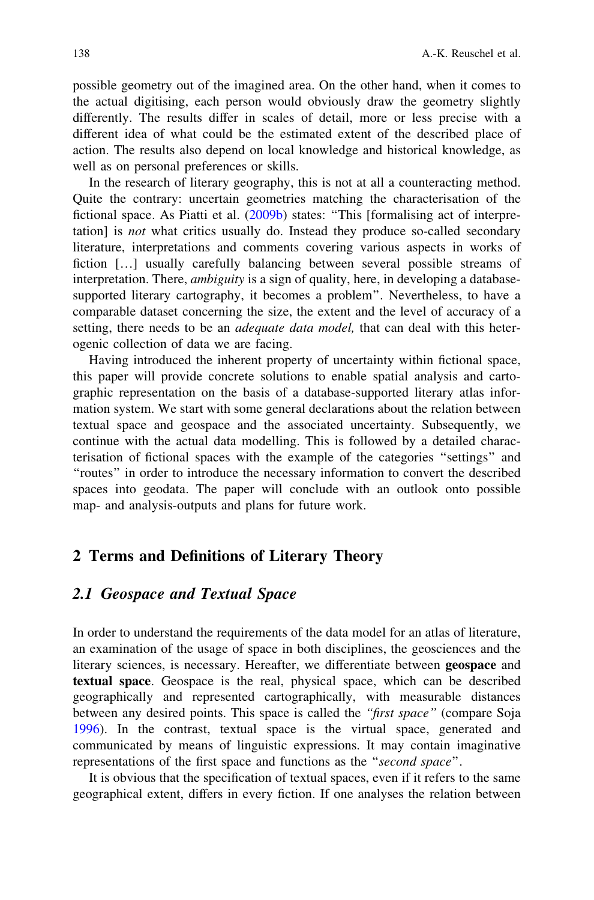possible geometry out of the imagined area. On the other hand, when it comes to the actual digitising, each person would obviously draw the geometry slightly differently. The results differ in scales of detail, more or less precise with a different idea of what could be the estimated extent of the described place of action. The results also depend on local knowledge and historical knowledge, as well as on personal preferences or skills.

In the research of literary geography, this is not at all a counteracting method. Quite the contrary: uncertain geometries matching the characterisation of the fictional space. As Piatti et al. (2009b) states: "This [formalising act of interpretation] is *not* what critics usually do. Instead they produce so-called secondary literature, interpretations and comments covering various aspects in works of fiction […] usually carefully balancing between several possible streams of interpretation. There, *ambiguity* is a sign of quality, here, in developing a database-supported literary cartography, it becomes a problem". Nevertheless, to have a comparable dataset concerning the size, the extent and the level of accuracy of a setting, there needs to be an *adequate data model,* that can deal with this heterogenic collection of data we are facing.

Having introduced the inherent property of uncertainty within fictional space, this paper will provide concrete solutions to enable spatial analysis and cartographic representation on the basis of a database-supported literary atlas information system. We start with some general declarations about the relation between textual space and geospace and the associated uncertainty. Subsequently, we continue with the actual data modelling. This is followed by a detailed characterisation of fictional spaces with the example of the categories "settings" and "routes" in order to introduce the necessary information to convert the described spaces into geodata. The paper will conclude with an outlook onto possible map- and analysis-outputs and plans for future work.

## 2 Terms and Definitions of Literary Theory

### *2.1 Geospace and Textual Space*

In order to understand the requirements of the data model for an atlas of literature, an examination of the usage of space in both disciplines, the geosciences and the literary sciences, is necessary. Hereafter, we differentiate between **geospace** and **textual space**. Geospace is the real, physical space, which can be described geographically and represented cartographically, with measurable distances between any desired points. This space is called the *"first space"* (compare Soja 1996). In the contrast, textual space is the virtual space, generated and communicated by means of linguistic expressions. It may contain imaginative representations of the first space and functions as the "*second space*".

It is obvious that the specification of textual spaces, even if it refers to the same geographical extent, differs in every fiction. If one analyses the relation between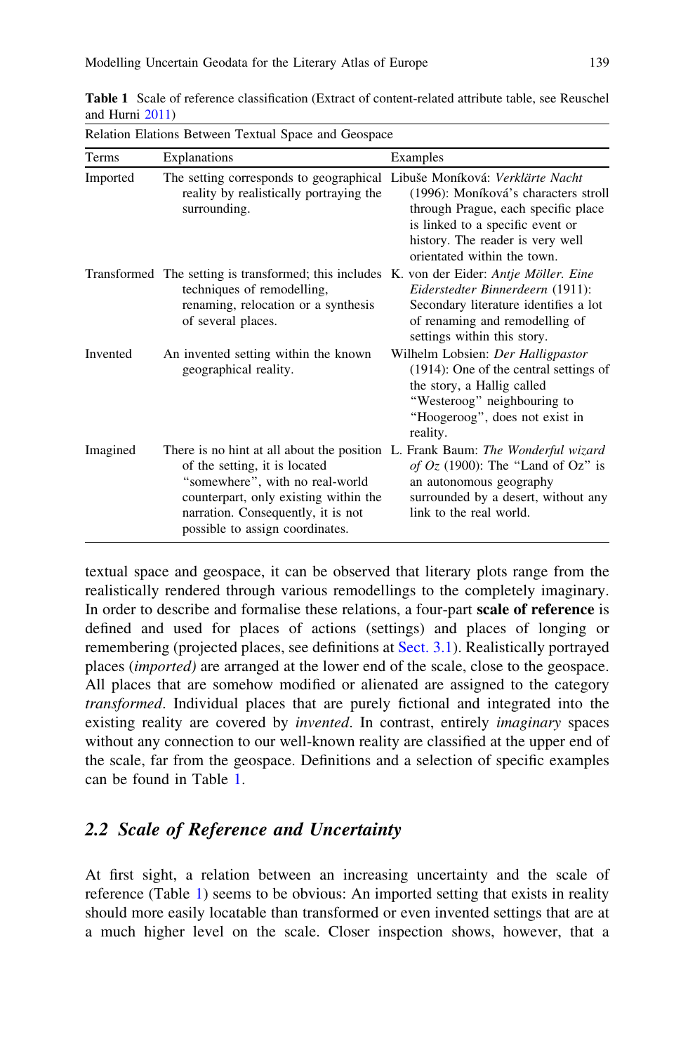**Table 1** Scale of reference classification (Extract of content-related attribute table, see Reuschel and Hurni 2011)

| Relation Elations Between Textual Space and Geospace | | |
|---|---|---|
| Terms | Explanations | Examples |
| Imported | The setting corresponds to geographical reality by realistically portraying the surrounding. | Libuše Moníková: *Verklärte Nacht* (1996): Moníková's characters stroll through Prague, each specific place is linked to a specific event or history. The reader is very well orientated within the town. |
| Transformed | The setting is transformed; this includes techniques of remodelling, renaming, relocation or a synthesis of several places. | K. von der Eider: *Antje Möller. Eine Eiderstedter Binnerdeern* (1911): Secondary literature identifies a lot of renaming and remodelling of settings within this story. |
| Invented | An invented setting within the known geographical reality. | Wilhelm Lobsien: *Der Halligpastor* (1914): One of the central settings of the story, a Hallig called "Westeroog" neighbouring to "Hoogeroog", does not exist in reality. |
| Imagined | There is no hint at all about the position of the setting, it is located "somewhere", with no real-world counterpart, only existing within the narration. Consequently, it is not possible to assign coordinates. | L. Frank Baum: *The Wonderful wizard of Oz* (1900): The "Land of Oz" is an autonomous geography surrounded by a desert, without any link to the real world. |

textual space and geospace, it can be observed that literary plots range from the realistically rendered through various remodellings to the completely imaginary. In order to describe and formalise these relations, a four-part **scale of reference** is defined and used for places of actions (settings) and places of longing or remembering (projected places, see definitions at Sect. 3.1). Realistically portrayed places (*imported)* are arranged at the lower end of the scale, close to the geospace. All places that are somehow modified or alienated are assigned to the category *transformed*. Individual places that are purely fictional and integrated into the existing reality are covered by *invented*. In contrast, entirely *imaginary* spaces without any connection to our well-known reality are classified at the upper end of the scale, far from the geospace. Definitions and a selection of specific examples can be found in Table 1.

## 2.2 Scale of Reference and Uncertainty

At first sight, a relation between an increasing uncertainty and the scale of reference (Table 1) seems to be obvious: An imported setting that exists in reality should more easily locatable than transformed or even invented settings that are at a much higher level on the scale. Closer inspection shows, however, that a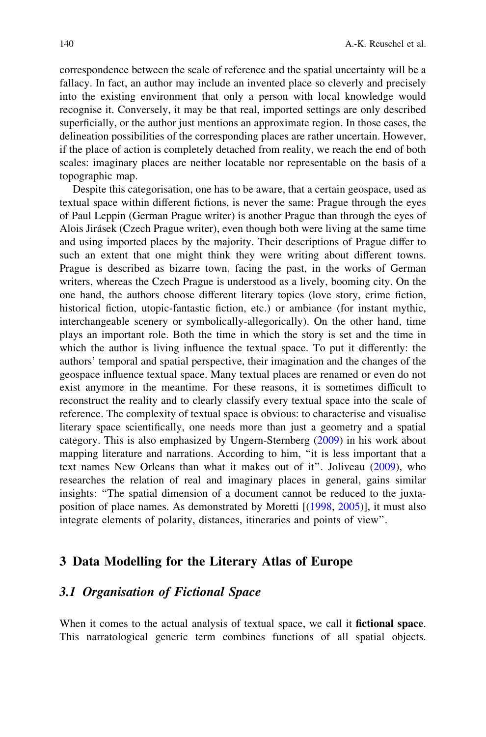correspondence between the scale of reference and the spatial uncertainty will be a fallacy. In fact, an author may include an invented place so cleverly and precisely into the existing environment that only a person with local knowledge would recognise it. Conversely, it may be that real, imported settings are only described superficially, or the author just mentions an approximate region. In those cases, the delineation possibilities of the corresponding places are rather uncertain. However, if the place of action is completely detached from reality, we reach the end of both scales: imaginary places are neither locatable nor representable on the basis of a topographic map.

Despite this categorisation, one has to be aware, that a certain geospace, used as textual space within different fictions, is never the same: Prague through the eyes of Paul Leppin (German Prague writer) is another Prague than through the eyes of Alois Jirásek (Czech Prague writer), even though both were living at the same time and using imported places by the majority. Their descriptions of Prague differ to such an extent that one might think they were writing about different towns. Prague is described as bizarre town, facing the past, in the works of German writers, whereas the Czech Prague is understood as a lively, booming city. On the one hand, the authors choose different literary topics (love story, crime fiction, historical fiction, utopic-fantastic fiction, etc.) or ambiance (for instant mythic, interchangeable scenery or symbolically-allegorically). On the other hand, time plays an important role. Both the time in which the story is set and the time in which the author is living influence the textual space. To put it differently: the authors' temporal and spatial perspective, their imagination and the changes of the geospace influence textual space. Many textual places are renamed or even do not exist anymore in the meantime. For these reasons, it is sometimes difficult to reconstruct the reality and to clearly classify every textual space into the scale of reference. The complexity of textual space is obvious: to characterise and visualise literary space scientifically, one needs more than just a geometry and a spatial category. This is also emphasized by Ungern-Sternberg (2009) in his work about mapping literature and narrations. According to him, "it is less important that a text names New Orleans than what it makes out of it". Joliveau (2009), who researches the relation of real and imaginary places in general, gains similar insights: "The spatial dimension of a document cannot be reduced to the juxtaposition of place names. As demonstrated by Moretti [(1998, 2005)], it must also integrate elements of polarity, distances, itineraries and points of view".

## 3 Data Modelling for the Literary Atlas of Europe

### *3.1 Organisation of Fictional Space*

When it comes to the actual analysis of textual space, we call it **fictional space**. This narratological generic term combines functions of all spatial objects.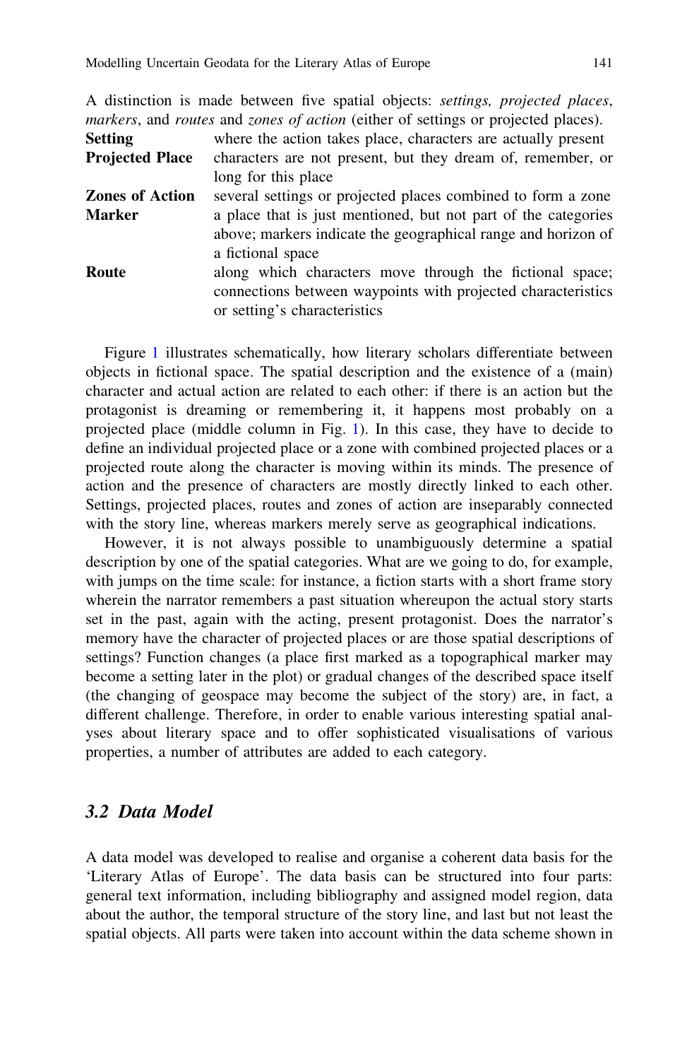A distinction is made between five spatial objects: *settings, projected places, markers*, and *routes* and *zones of action* (either of settings or projected places).

| | |
|---|---|
| **Setting** | where the action takes place, characters are actually present |
| **Projected Place** | characters are not present, but they dream of, remember, or long for this place |
| **Zones of Action** | several settings or projected places combined to form a zone |
| **Marker** | a place that is just mentioned, but not part of the categories above; markers indicate the geographical range and horizon of a fictional space |
| **Route** | along which characters move through the fictional space; connections between waypoints with projected characteristics or setting's characteristics |

Figure 1 illustrates schematically, how literary scholars differentiate between objects in fictional space. The spatial description and the existence of a (main) character and actual action are related to each other: if there is an action but the protagonist is dreaming or remembering it, it happens most probably on a projected place (middle column in Fig. 1). In this case, they have to decide to define an individual projected place or a zone with combined projected places or a projected route along the character is moving within its minds. The presence of action and the presence of characters are mostly directly linked to each other. Settings, projected places, routes and zones of action are inseparably connected with the story line, whereas markers merely serve as geographical indications.

However, it is not always possible to unambiguously determine a spatial description by one of the spatial categories. What are we going to do, for example, with jumps on the time scale: for instance, a fiction starts with a short frame story wherein the narrator remembers a past situation whereupon the actual story starts set in the past, again with the acting, present protagonist. Does the narrator's memory have the character of projected places or are those spatial descriptions of settings? Function changes (a place first marked as a topographical marker may become a setting later in the plot) or gradual changes of the described space itself (the changing of geospace may become the subject of the story) are, in fact, a different challenge. Therefore, in order to enable various interesting spatial analyses about literary space and to offer sophisticated visualisations of various properties, a number of attributes are added to each category.

### 3.2 Data Model

A data model was developed to realise and organise a coherent data basis for the 'Literary Atlas of Europe'. The data basis can be structured into four parts: general text information, including bibliography and assigned model region, data about the author, the temporal structure of the story line, and last but not least the spatial objects. All parts were taken into account within the data scheme shown in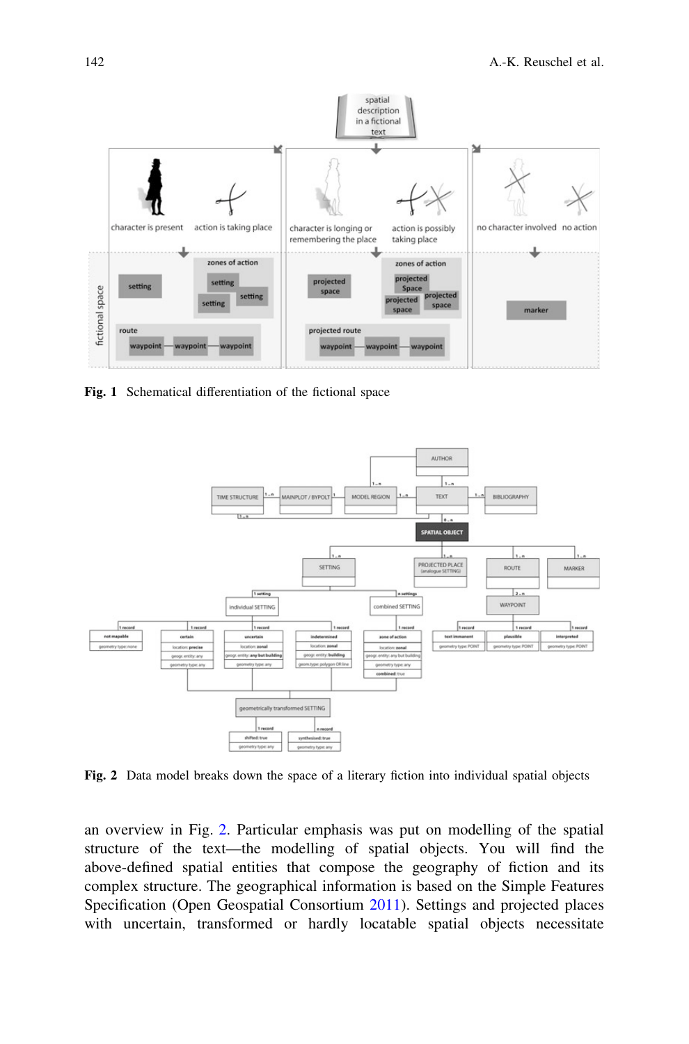Fig. 1 Schematical differentiation of the fictional space

Fig. 2 Data model breaks down the space of a literary fiction into individual spatial objects

an overview in Fig. 2. Particular emphasis was put on modelling of the spatial structure of the text—the modelling of spatial objects. You will find the above-defined spatial entities that compose the geography of fiction and its complex structure. The geographical information is based on the Simple Features Specification (Open Geospatial Consortium 2011). Settings and projected places with uncertain, transformed or hardly locatable spatial objects necessitate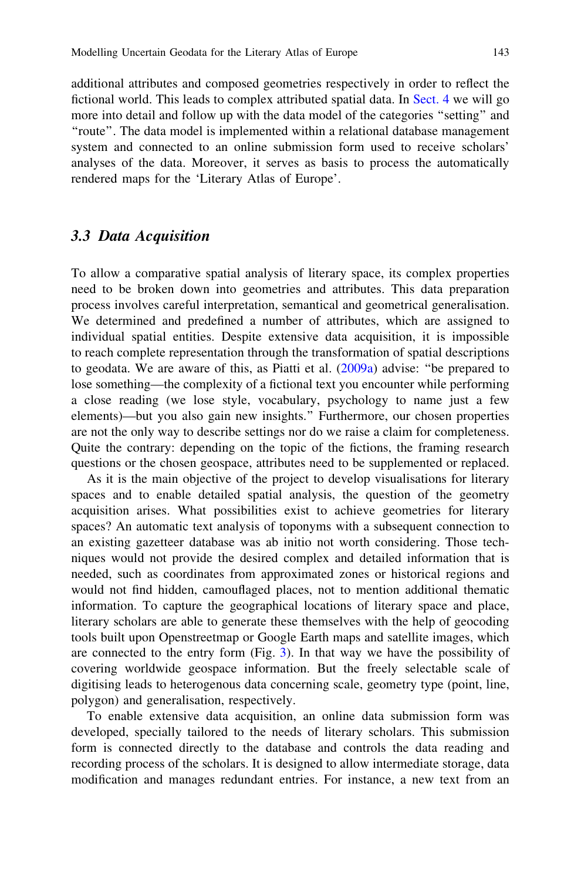additional attributes and composed geometries respectively in order to reflect the fictional world. This leads to complex attributed spatial data. In Sect. 4 we will go more into detail and follow up with the data model of the categories "setting" and "route". The data model is implemented within a relational database management system and connected to an online submission form used to receive scholars' analyses of the data. Moreover, it serves as basis to process the automatically rendered maps for the 'Literary Atlas of Europe'.

### 3.3 Data Acquisition

To allow a comparative spatial analysis of literary space, its complex properties need to be broken down into geometries and attributes. This data preparation process involves careful interpretation, semantical and geometrical generalisation. We determined and predefined a number of attributes, which are assigned to individual spatial entities. Despite extensive data acquisition, it is impossible to reach complete representation through the transformation of spatial descriptions to geodata. We are aware of this, as Piatti et al. (2009a) advise: "be prepared to lose something—the complexity of a fictional text you encounter while performing a close reading (we lose style, vocabulary, psychology to name just a few elements)—but you also gain new insights." Furthermore, our chosen properties are not the only way to describe settings nor do we raise a claim for completeness. Quite the contrary: depending on the topic of the fictions, the framing research questions or the chosen geospace, attributes need to be supplemented or replaced.

As it is the main objective of the project to develop visualisations for literary spaces and to enable detailed spatial analysis, the question of the geometry acquisition arises. What possibilities exist to achieve geometries for literary spaces? An automatic text analysis of toponyms with a subsequent connection to an existing gazetteer database was ab initio not worth considering. Those techniques would not provide the desired complex and detailed information that is needed, such as coordinates from approximated zones or historical regions and would not find hidden, camouflaged places, not to mention additional thematic information. To capture the geographical locations of literary space and place, literary scholars are able to generate these themselves with the help of geocoding tools built upon Openstreetmap or Google Earth maps and satellite images, which are connected to the entry form (Fig. 3). In that way we have the possibility of covering worldwide geospace information. But the freely selectable scale of digitising leads to heterogenous data concerning scale, geometry type (point, line, polygon) and generalisation, respectively.

To enable extensive data acquisition, an online data submission form was developed, specially tailored to the needs of literary scholars. This submission form is connected directly to the database and controls the data reading and recording process of the scholars. It is designed to allow intermediate storage, data modification and manages redundant entries. For instance, a new text from an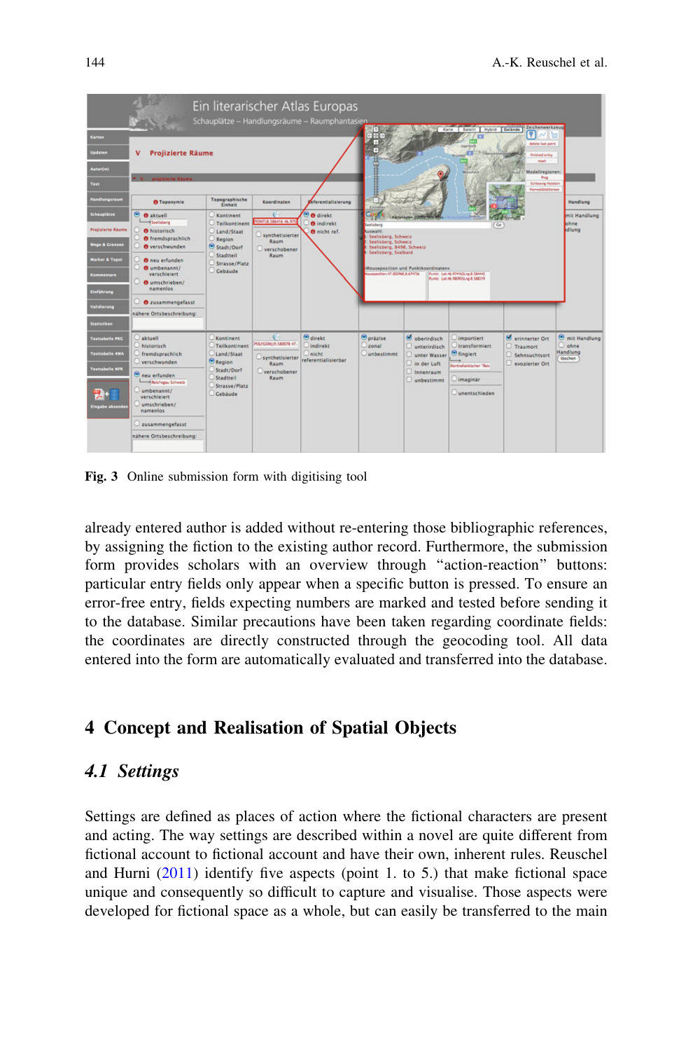Fig. 3 Online submission form with digitising tool

already entered author is added without re-entering those bibliographic references, by assigning the fiction to the existing author record. Furthermore, the submission form provides scholars with an overview through "action-reaction" buttons: particular entry fields only appear when a specific button is pressed. To ensure an error-free entry, fields expecting numbers are marked and tested before sending it to the database. Similar precautions have been taken regarding coordinate fields: the coordinates are directly constructed through the geocoding tool. All data entered into the form are automatically evaluated and transferred into the database.

## 4 Concept and Realisation of Spatial Objects

### *4.1 Settings*

Settings are defined as places of action where the fictional characters are present and acting. The way settings are described within a novel are quite different from fictional account to fictional account and have their own, inherent rules. Reuschel and Hurni (2011) identify five aspects (point 1. to 5.) that make fictional space unique and consequently so difficult to capture and visualise. Those aspects were developed for fictional space as a whole, but can easily be transferred to the main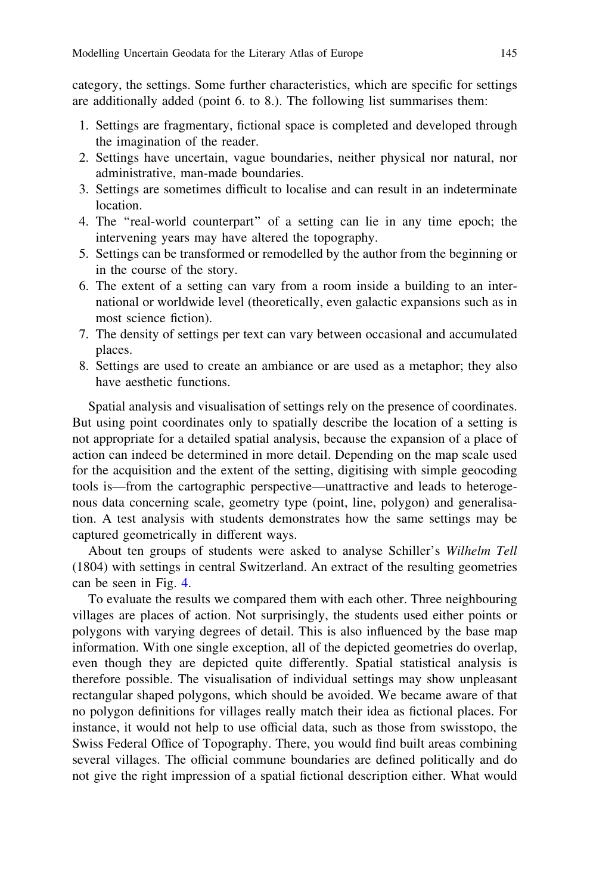category, the settings. Some further characteristics, which are specific for settings are additionally added (point 6. to 8.). The following list summarises them:

1. Settings are fragmentary, fictional space is completed and developed through the imagination of the reader.
2. Settings have uncertain, vague boundaries, neither physical nor natural, nor administrative, man-made boundaries.
3. Settings are sometimes difficult to localise and can result in an indeterminate location.
4. The "real-world counterpart" of a setting can lie in any time epoch; the intervening years may have altered the topography.
5. Settings can be transformed or remodelled by the author from the beginning or in the course of the story.
6. The extent of a setting can vary from a room inside a building to an international or worldwide level (theoretically, even galactic expansions such as in most science fiction).
7. The density of settings per text can vary between occasional and accumulated places.
8. Settings are used to create an ambiance or are used as a metaphor; they also have aesthetic functions.

Spatial analysis and visualisation of settings rely on the presence of coordinates. But using point coordinates only to spatially describe the location of a setting is not appropriate for a detailed spatial analysis, because the expansion of a place of action can indeed be determined in more detail. Depending on the map scale used for the acquisition and the extent of the setting, digitising with simple geocoding tools is—from the cartographic perspective—unattractive and leads to heterogenous data concerning scale, geometry type (point, line, polygon) and generalisation. A test analysis with students demonstrates how the same settings may be captured geometrically in different ways.

About ten groups of students were asked to analyse Schiller's *Wilhelm Tell* (1804) with settings in central Switzerland. An extract of the resulting geometries can be seen in Fig. 4.

To evaluate the results we compared them with each other. Three neighbouring villages are places of action. Not surprisingly, the students used either points or polygons with varying degrees of detail. This is also influenced by the base map information. With one single exception, all of the depicted geometries do overlap, even though they are depicted quite differently. Spatial statistical analysis is therefore possible. The visualisation of individual settings may show unpleasant rectangular shaped polygons, which should be avoided. We became aware of that no polygon definitions for villages really match their idea as fictional places. For instance, it would not help to use official data, such as those from swisstopo, the Swiss Federal Office of Topography. There, you would find built areas combining several villages. The official commune boundaries are defined politically and do not give the right impression of a spatial fictional description either. What would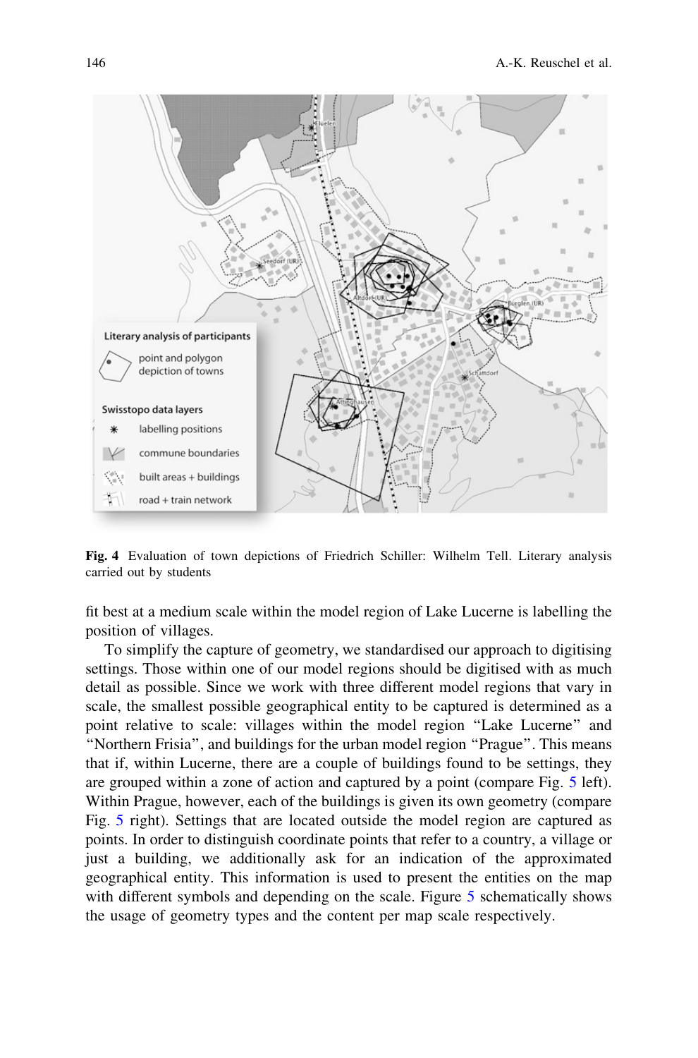Fig. 4 Evaluation of town depictions of Friedrich Schiller: Wilhelm Tell. Literary analysis carried out by students

fit best at a medium scale within the model region of Lake Lucerne is labelling the position of villages.

To simplify the capture of geometry, we standardised our approach to digitising settings. Those within one of our model regions should be digitised with as much detail as possible. Since we work with three different model regions that vary in scale, the smallest possible geographical entity to be captured is determined as a point relative to scale: villages within the model region "Lake Lucerne" and "Northern Frisia", and buildings for the urban model region "Prague". This means that if, within Lucerne, there are a couple of buildings found to be settings, they are grouped within a zone of action and captured by a point (compare Fig. 5 left). Within Prague, however, each of the buildings is given its own geometry (compare Fig. 5 right). Settings that are located outside the model region are captured as points. In order to distinguish coordinate points that refer to a country, a village or just a building, we additionally ask for an indication of the approximated geographical entity. This information is used to present the entities on the map with different symbols and depending on the scale. Figure 5 schematically shows the usage of geometry types and the content per map scale respectively.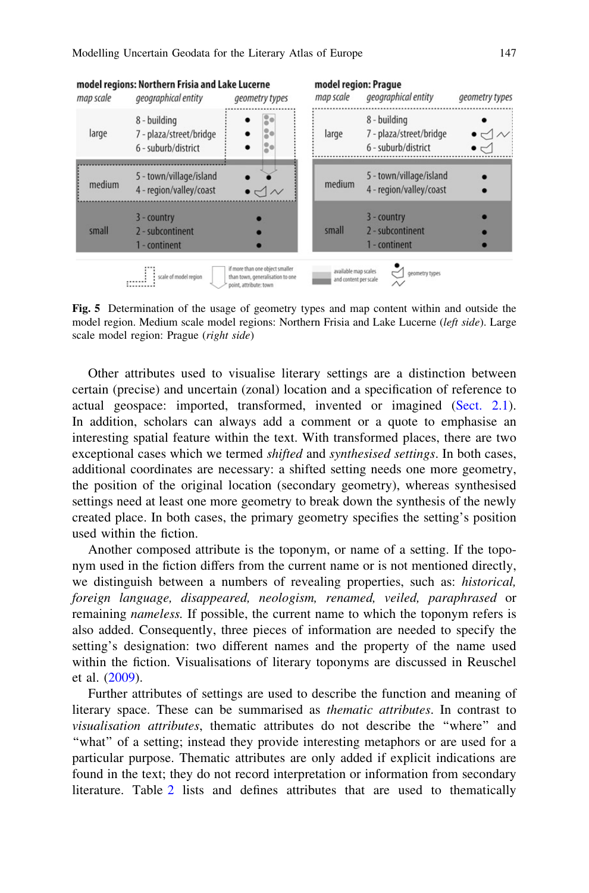**model regions: Northern Frisia and Lake Lucerne**

| map scale | geographical entity | geometry types |
|---|---|---|
| large | 8 - building | • |
| | 7 - plaza/street/bridge | • |
| | 6 - suburb/district | • |
| medium | 5 - town/village/island | • • |
| | 4 - region/valley/coast | • ◁ ∼ |
| small | 3 - country | • |
| | 2 - subcontinent | • |
| | 1 - continent | • |

**model region: Prague**

| map scale | geographical entity | geometry types |
|---|---|---|
| large | 8 - building | • |
| | 7 - plaza/street/bridge | • ◁ ∼ |
| | 6 - suburb/district | • ◁ |
| medium | 5 - town/village/island | • |
| | 4 - region/valley/coast | • |
| small | 3 - country | • |
| | 2 - subcontinent | • |
| | 1 - continent | • |

Legend: scale of model region; if more than one object smaller than town, generalisation to one point, attribute: town; available map scales and content per scale; geometry types

**Fig. 5** Determination of the usage of geometry types and map content within and outside the model region. Medium scale model regions: Northern Frisia and Lake Lucerne (*left side*). Large scale model region: Prague (*right side*)

Other attributes used to visualise literary settings are a distinction between certain (precise) and uncertain (zonal) location and a specification of reference to actual geospace: imported, transformed, invented or imagined (Sect. 2.1). In addition, scholars can always add a comment or a quote to emphasise an interesting spatial feature within the text. With transformed places, there are two exceptional cases which we termed *shifted* and *synthesised settings*. In both cases, additional coordinates are necessary: a shifted setting needs one more geometry, the position of the original location (secondary geometry), whereas synthesised settings need at least one more geometry to break down the synthesis of the newly created place. In both cases, the primary geometry specifies the setting's position used within the fiction.

Another composed attribute is the toponym, or name of a setting. If the toponym used in the fiction differs from the current name or is not mentioned directly, we distinguish between a numbers of revealing properties, such as: *historical, foreign language, disappeared, neologism, renamed, veiled, paraphrased* or remaining *nameless.* If possible, the current name to which the toponym refers is also added. Consequently, three pieces of information are needed to specify the setting's designation: two different names and the property of the name used within the fiction. Visualisations of literary toponyms are discussed in Reuschel et al. (2009).

Further attributes of settings are used to describe the function and meaning of literary space. These can be summarised as *thematic attributes*. In contrast to *visualisation attributes*, thematic attributes do not describe the "where" and "what" of a setting; instead they provide interesting metaphors or are used for a particular purpose. Thematic attributes are only added if explicit indications are found in the text; they do not record interpretation or information from secondary literature. Table 2 lists and defines attributes that are used to thematically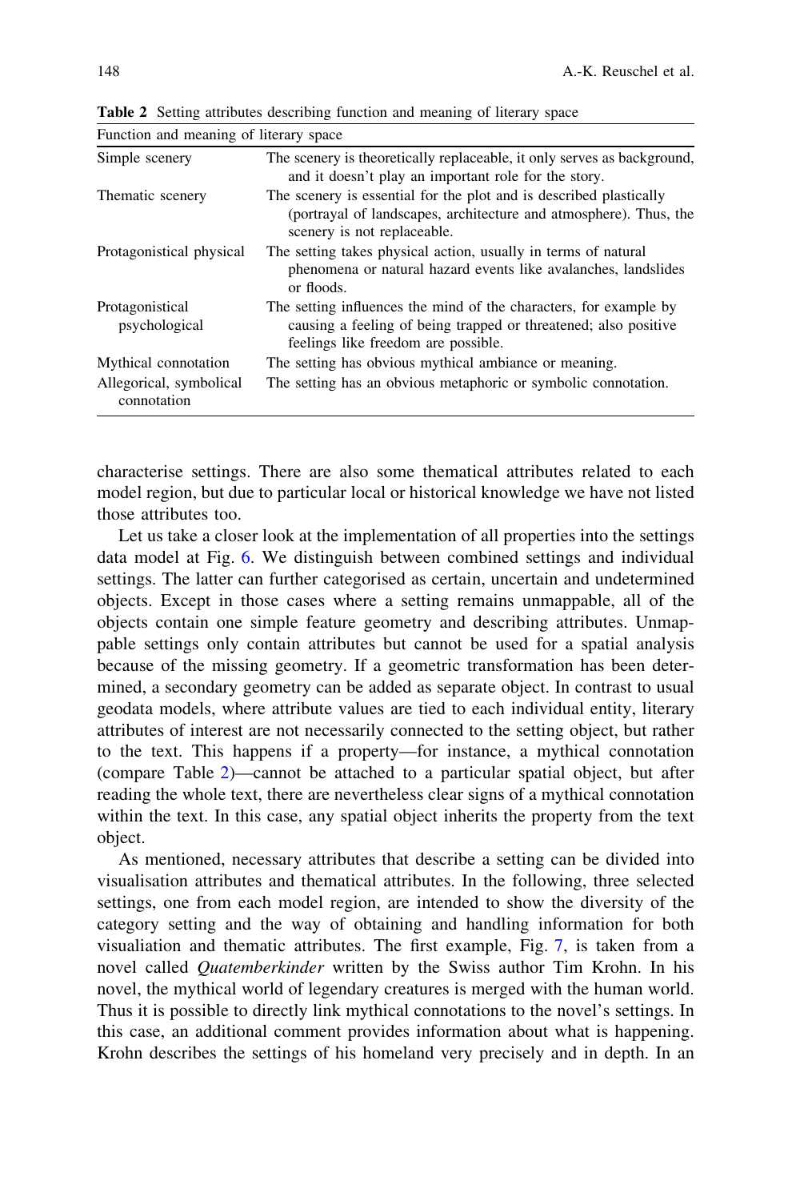**Table 2** Setting attributes describing function and meaning of literary space

| Function and meaning of literary space | |
|---|---|
| Simple scenery | The scenery is theoretically replaceable, it only serves as background, and it doesn't play an important role for the story. |
| Thematic scenery | The scenery is essential for the plot and is described plastically (portrayal of landscapes, architecture and atmosphere). Thus, the scenery is not replaceable. |
| Protagonistical physical | The setting takes physical action, usually in terms of natural phenomena or natural hazard events like avalanches, landslides or floods. |
| Protagonistical psychological | The setting influences the mind of the characters, for example by causing a feeling of being trapped or threatened; also positive feelings like freedom are possible. |
| Mythical connotation | The setting has obvious mythical ambiance or meaning. |
| Allegorical, symbolical connotation | The setting has an obvious metaphoric or symbolic connotation. |

characterise settings. There are also some thematical attributes related to each model region, but due to particular local or historical knowledge we have not listed those attributes too.

Let us take a closer look at the implementation of all properties into the settings data model at Fig. 6. We distinguish between combined settings and individual settings. The latter can further categorised as certain, uncertain and undetermined objects. Except in those cases where a setting remains unmappable, all of the objects contain one simple feature geometry and describing attributes. Unmappable settings only contain attributes but cannot be used for a spatial analysis because of the missing geometry. If a geometric transformation has been determined, a secondary geometry can be added as separate object. In contrast to usual geodata models, where attribute values are tied to each individual entity, literary attributes of interest are not necessarily connected to the setting object, but rather to the text. This happens if a property—for instance, a mythical connotation (compare Table 2)—cannot be attached to a particular spatial object, but after reading the whole text, there are nevertheless clear signs of a mythical connotation within the text. In this case, any spatial object inherits the property from the text object.

As mentioned, necessary attributes that describe a setting can be divided into visualisation attributes and thematical attributes. In the following, three selected settings, one from each model region, are intended to show the diversity of the category setting and the way of obtaining and handling information for both visualisation and thematic attributes. The first example, Fig. 7, is taken from a novel called *Quatemberkinder* written by the Swiss author Tim Krohn. In his novel, the mythical world of legendary creatures is merged with the human world. Thus it is possible to directly link mythical connotations to the novel's settings. In this case, an additional comment provides information about what is happening. Krohn describes the settings of his homeland very precisely and in depth. In an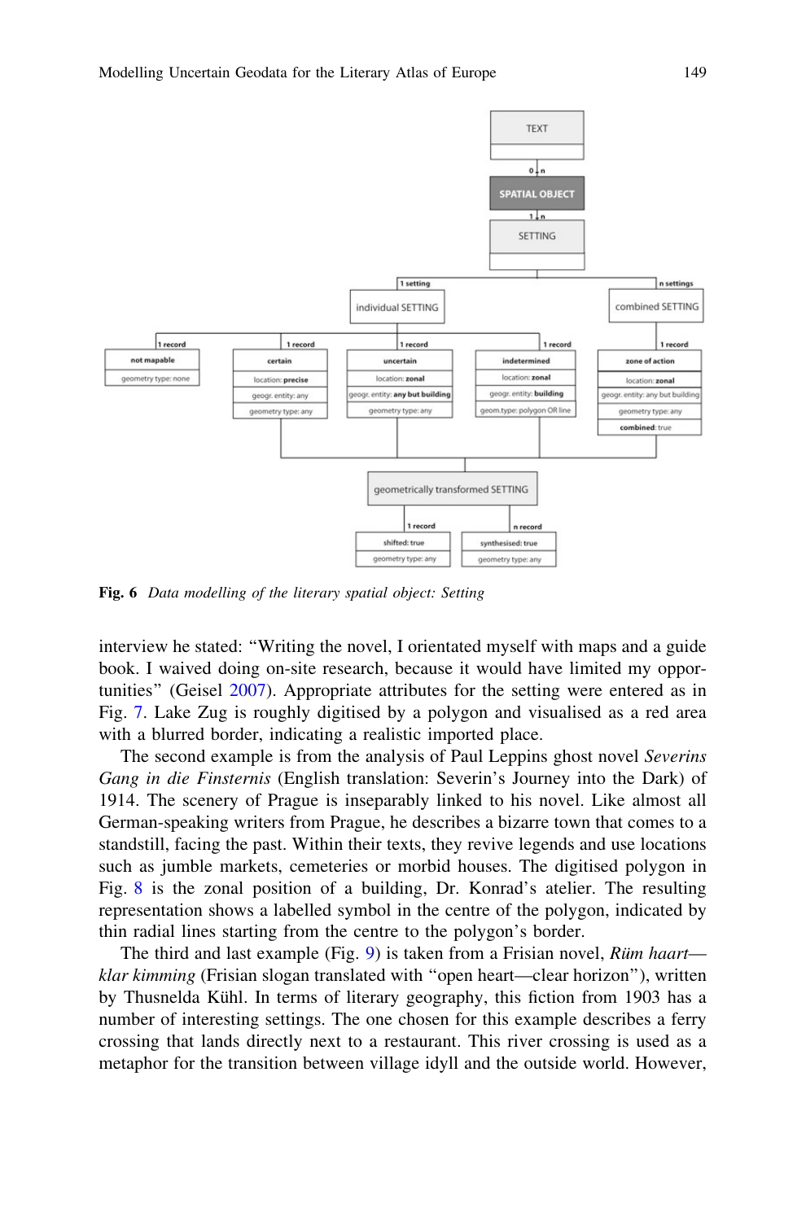**Fig. 6** *Data modelling of the literary spatial object: Setting*

interview he stated: "Writing the novel, I orientated myself with maps and a guide book. I waived doing on-site research, because it would have limited my opportunities" (Geisel 2007). Appropriate attributes for the setting were entered as in Fig. 7. Lake Zug is roughly digitised by a polygon and visualised as a red area with a blurred border, indicating a realistic imported place.

The second example is from the analysis of Paul Leppins ghost novel *Severins Gang in die Finsternis* (English translation: Severin's Journey into the Dark) of 1914. The scenery of Prague is inseparably linked to his novel. Like almost all German-speaking writers from Prague, he describes a bizarre town that comes to a standstill, facing the past. Within their texts, they revive legends and use locations such as jumble markets, cemeteries or morbid houses. The digitised polygon in Fig. 8 is the zonal position of a building, Dr. Konrad's atelier. The resulting representation shows a labelled symbol in the centre of the polygon, indicated by thin radial lines starting from the centre to the polygon's border.

The third and last example (Fig. 9) is taken from a Frisian novel, *Rüm haart—klar kimming* (Frisian slogan translated with "open heart—clear horizon"), written by Thusnelda Kühl. In terms of literary geography, this fiction from 1903 has a number of interesting settings. The one chosen for this example describes a ferry crossing that lands directly next to a restaurant. This river crossing is used as a metaphor for the transition between village idyll and the outside world. However,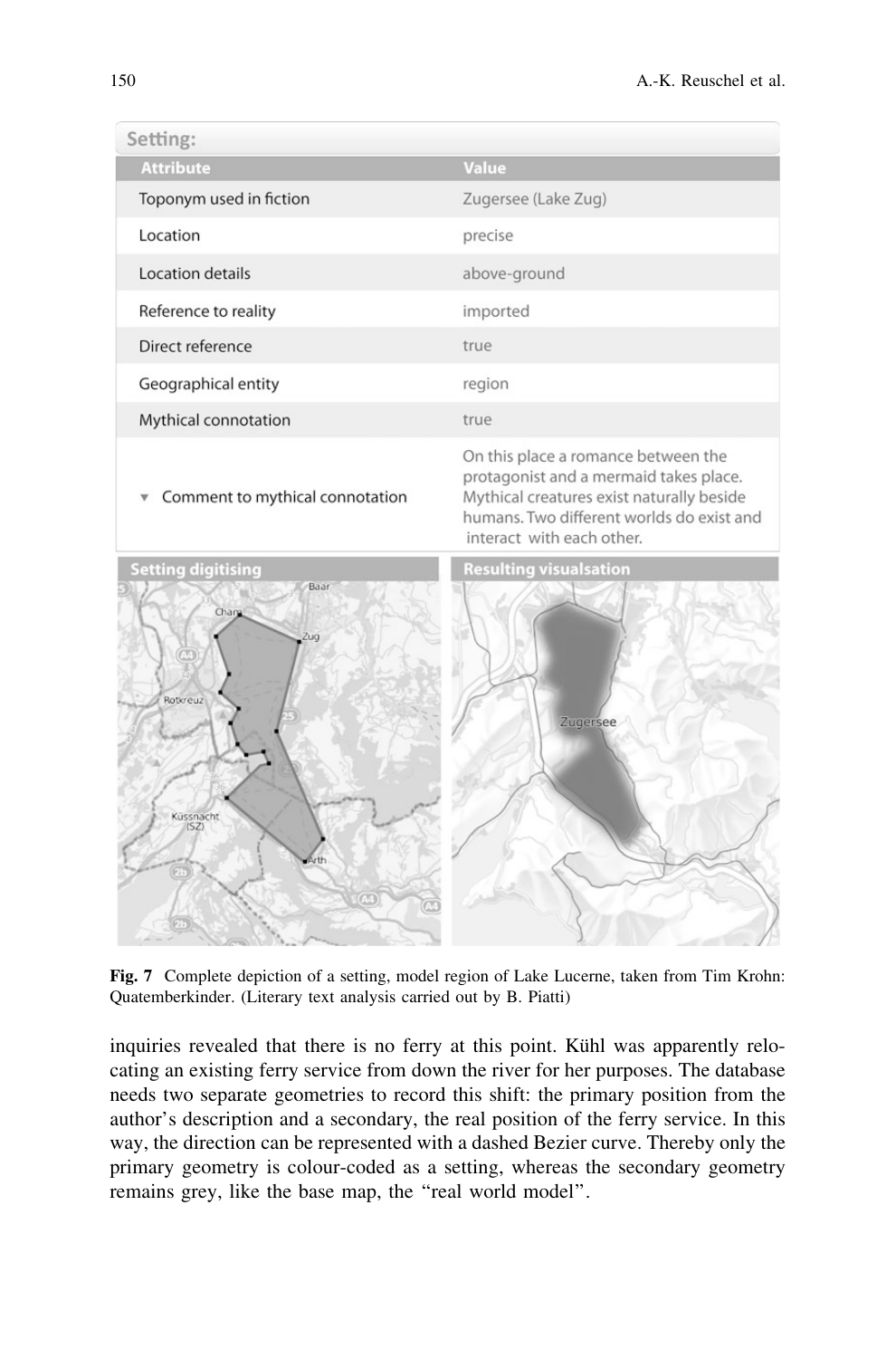**Setting:**

| Attribute | Value |
|---|---|
| Toponym used in fiction | Zugersee (Lake Zug) |
| Location | precise |
| Location details | above-ground |
| Reference to reality | imported |
| Direct reference | true |
| Geographical entity | region |
| Mythical connotation | true |
| ▾ Comment to mythical connotation | On this place a romance between the protagonist and a mermaid takes place. Mythical creatures exist naturally beside humans. Two different worlds do exist and interact with each other. |

**Setting digitising** | **Resulting visualsation**

**Fig. 7** Complete depiction of a setting, model region of Lake Lucerne, taken from Tim Krohn: Quatemberkinder. (Literary text analysis carried out by B. Piatti)

inquiries revealed that there is no ferry at this point. Kühl was apparently relocating an existing ferry service from down the river for her purposes. The database needs two separate geometries to record this shift: the primary position from the author's description and a secondary, the real position of the ferry service. In this way, the direction can be represented with a dashed Bezier curve. Thereby only the primary geometry is colour-coded as a setting, whereas the secondary geometry remains grey, like the base map, the "real world model".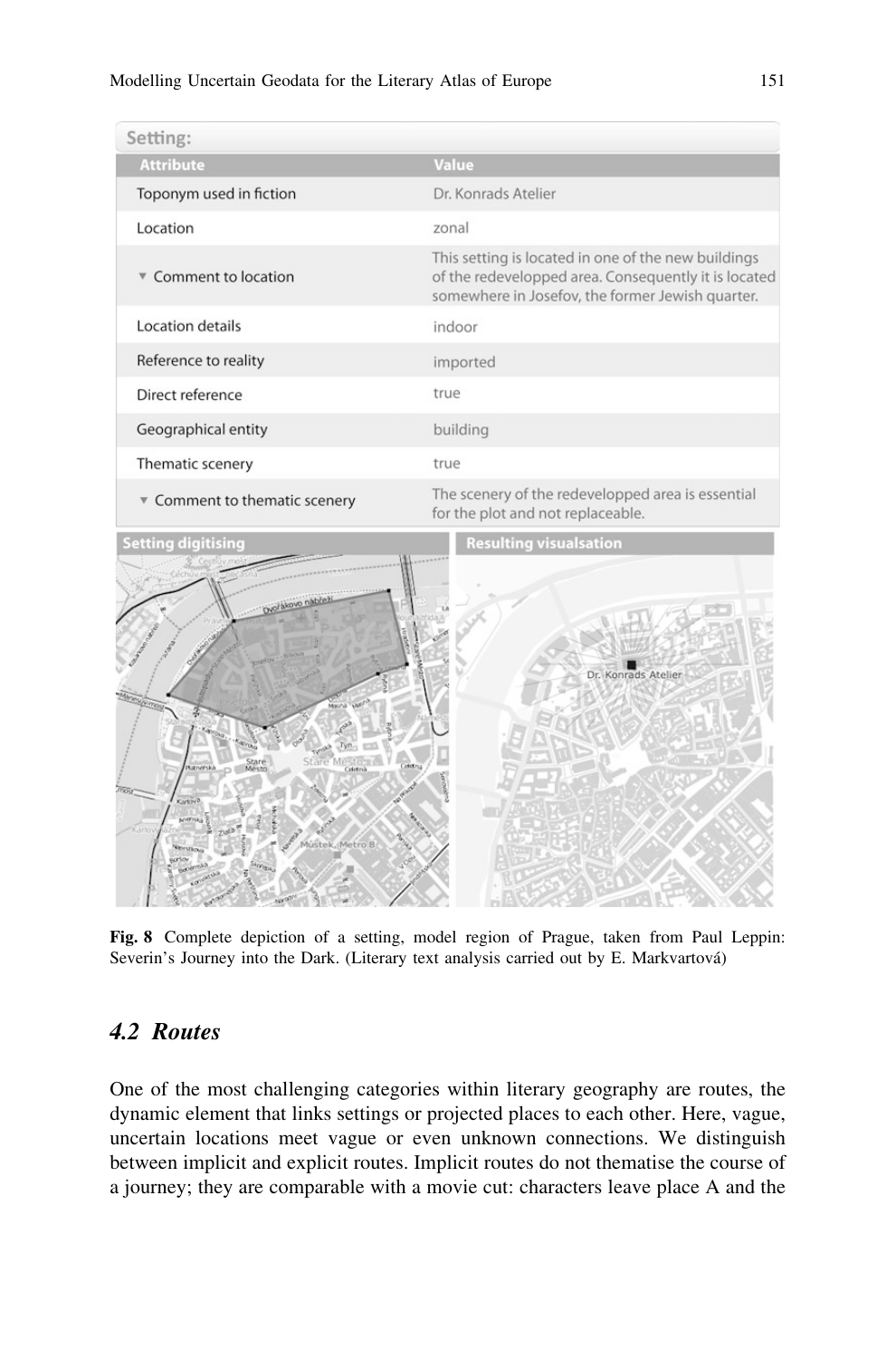**Setting:**

| Attribute | Value |
|---|---|
| Toponym used in fiction | Dr. Konrads Atelier |
| Location | zonal |
| ▼ Comment to location | This setting is located in one of the new buildings of the redevelopped area. Consequently it is located somewhere in Josefov, the former Jewish quarter. |
| Location details | indoor |
| Reference to reality | imported |
| Direct reference | true |
| Geographical entity | building |
| Thematic scenery | true |
| ▼ Comment to thematic scenery | The scenery of the redevelopped area is essential for the plot and not replaceable. |

**Setting digitising** | **Resulting visualsation**

**Fig. 8** Complete depiction of a setting, model region of Prague, taken from Paul Leppin: Severin's Journey into the Dark. (Literary text analysis carried out by E. Markvartová)

## *4.2 Routes*

One of the most challenging categories within literary geography are routes, the dynamic element that links settings or projected places to each other. Here, vague, uncertain locations meet vague or even unknown connections. We distinguish between implicit and explicit routes. Implicit routes do not thematise the course of a journey; they are comparable with a movie cut: characters leave place A and the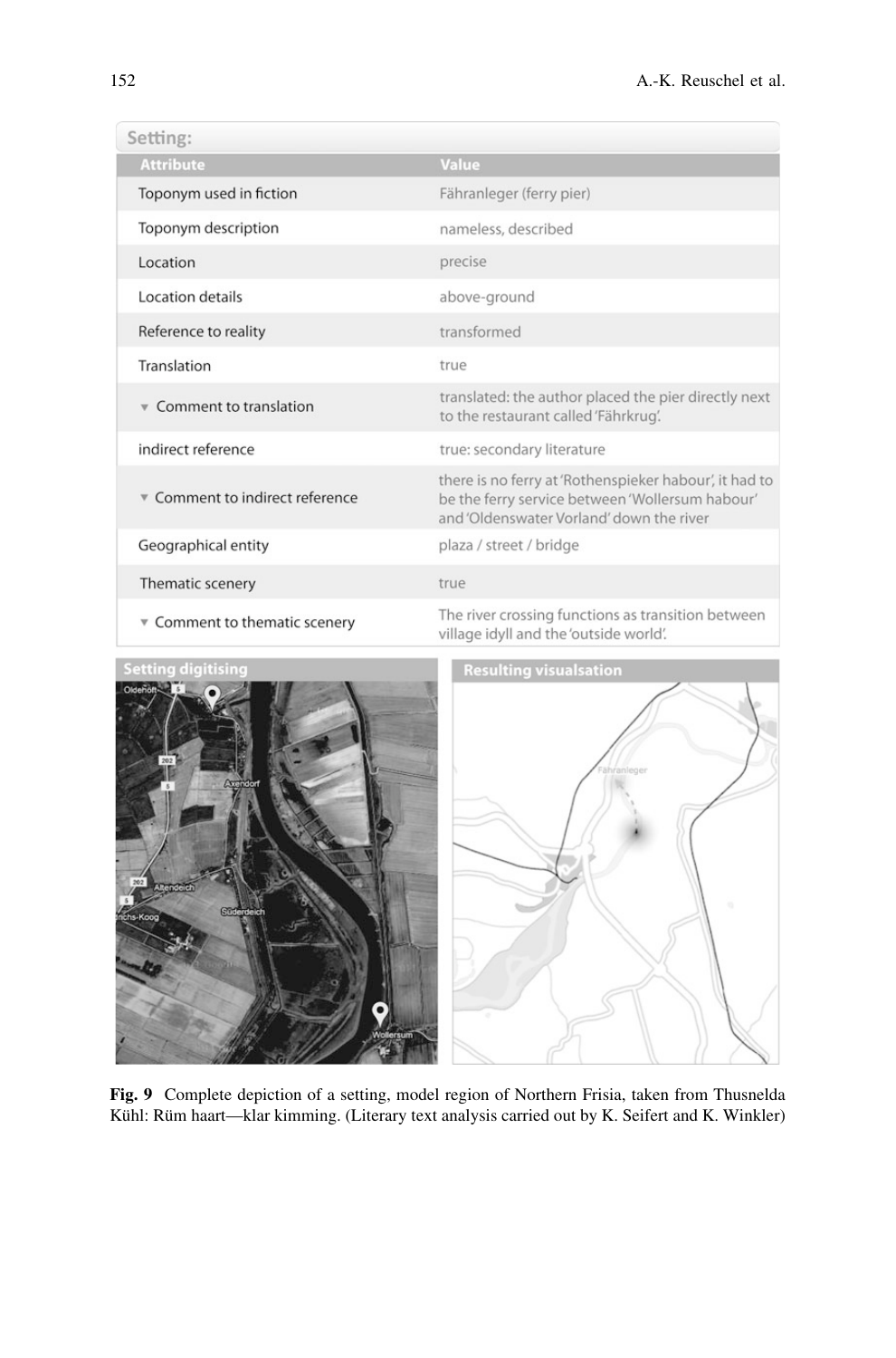**Setting:**

| Attribute | Value |
|---|---|
| Toponym used in fiction | Fähranleger (ferry pier) |
| Toponym description | nameless, described |
| Location | precise |
| Location details | above-ground |
| Reference to reality | transformed |
| Translation | true |
| ▾ Comment to translation | translated: the author placed the pier directly next to the restaurant called 'Fährkrug'. |
| indirect reference | true: secondary literature |
| ▾ Comment to indirect reference | there is no ferry at 'Rothenspieker habour', it had to be the ferry service between 'Wollersum habour' and 'Oldenswater Vorland' down the river |
| Geographical entity | plaza / street / bridge |
| Thematic scenery | true |
| ▾ Comment to thematic scenery | The river crossing functions as transition between village idyll and the 'outside world'. |

**Setting digitising** | **Resulting visualsation**

**Fig. 9** Complete depiction of a setting, model region of Northern Frisia, taken from Thusnelda Kühl: Rüm haart—klar kimming. (Literary text analysis carried out by K. Seifert and K. Winkler)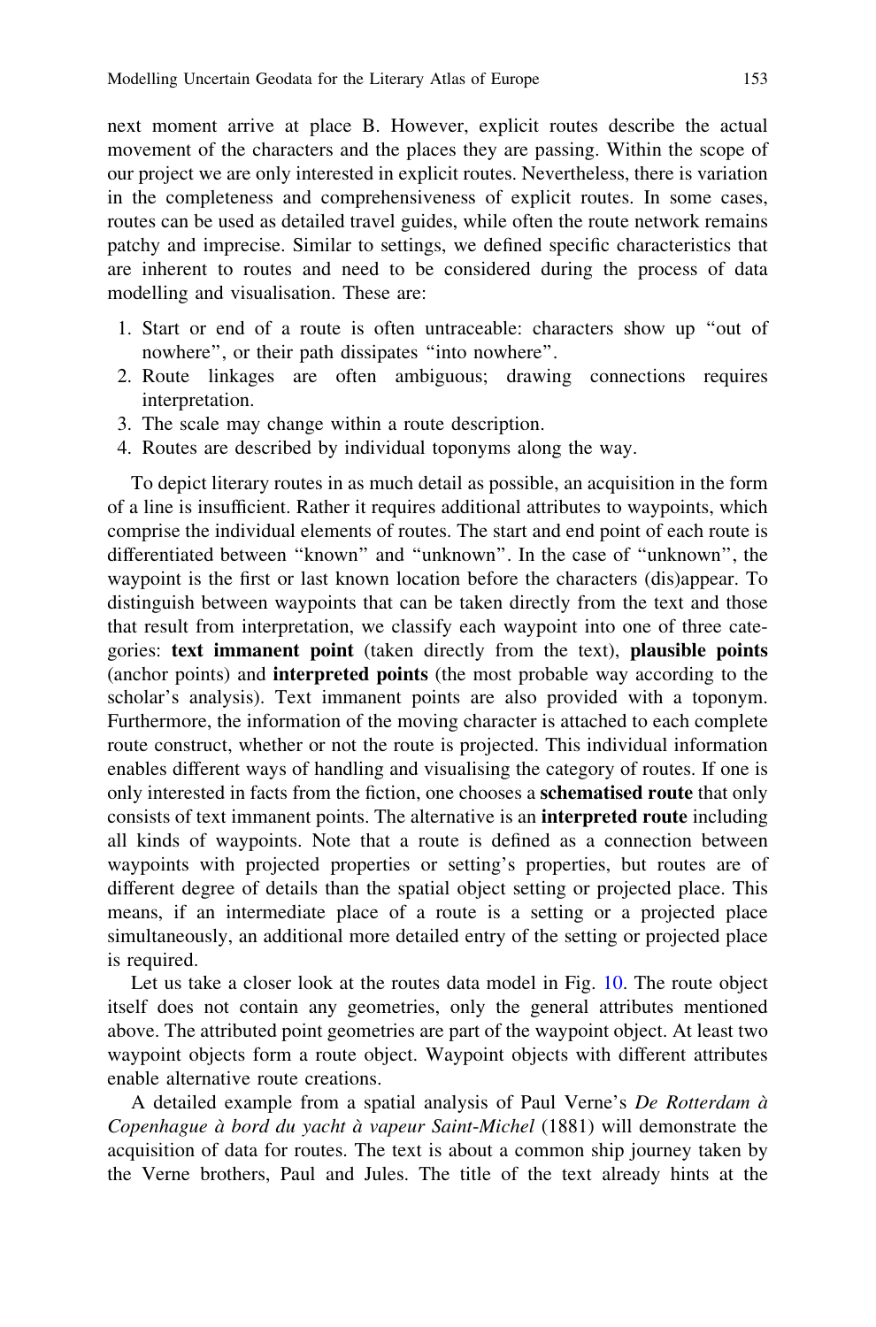next moment arrive at place B. However, explicit routes describe the actual movement of the characters and the places they are passing. Within the scope of our project we are only interested in explicit routes. Nevertheless, there is variation in the completeness and comprehensiveness of explicit routes. In some cases, routes can be used as detailed travel guides, while often the route network remains patchy and imprecise. Similar to settings, we defined specific characteristics that are inherent to routes and need to be considered during the process of data modelling and visualisation. These are:

1. Start or end of a route is often untraceable: characters show up "out of nowhere", or their path dissipates "into nowhere".
2. Route linkages are often ambiguous; drawing connections requires interpretation.
3. The scale may change within a route description.
4. Routes are described by individual toponyms along the way.

To depict literary routes in as much detail as possible, an acquisition in the form of a line is insufficient. Rather it requires additional attributes to waypoints, which comprise the individual elements of routes. The start and end point of each route is differentiated between "known" and "unknown". In the case of "unknown", the waypoint is the first or last known location before the characters (dis)appear. To distinguish between waypoints that can be taken directly from the text and those that result from interpretation, we classify each waypoint into one of three categories: **text immanent point** (taken directly from the text), **plausible points** (anchor points) and **interpreted points** (the most probable way according to the scholar's analysis). Text immanent points are also provided with a toponym. Furthermore, the information of the moving character is attached to each complete route construct, whether or not the route is projected. This individual information enables different ways of handling and visualising the category of routes. If one is only interested in facts from the fiction, one chooses a **schematised route** that only consists of text immanent points. The alternative is an **interpreted route** including all kinds of waypoints. Note that a route is defined as a connection between waypoints with projected properties or setting's properties, but routes are of different degree of details than the spatial object setting or projected place. This means, if an intermediate place of a route is a setting or a projected place simultaneously, an additional more detailed entry of the setting or projected place is required.

Let us take a closer look at the routes data model in Fig. 10. The route object itself does not contain any geometries, only the general attributes mentioned above. The attributed point geometries are part of the waypoint object. At least two waypoint objects form a route object. Waypoint objects with different attributes enable alternative route creations.

A detailed example from a spatial analysis of Paul Verne's *De Rotterdam à Copenhague à bord du yacht à vapeur Saint-Michel* (1881) will demonstrate the acquisition of data for routes. The text is about a common ship journey taken by the Verne brothers, Paul and Jules. The title of the text already hints at the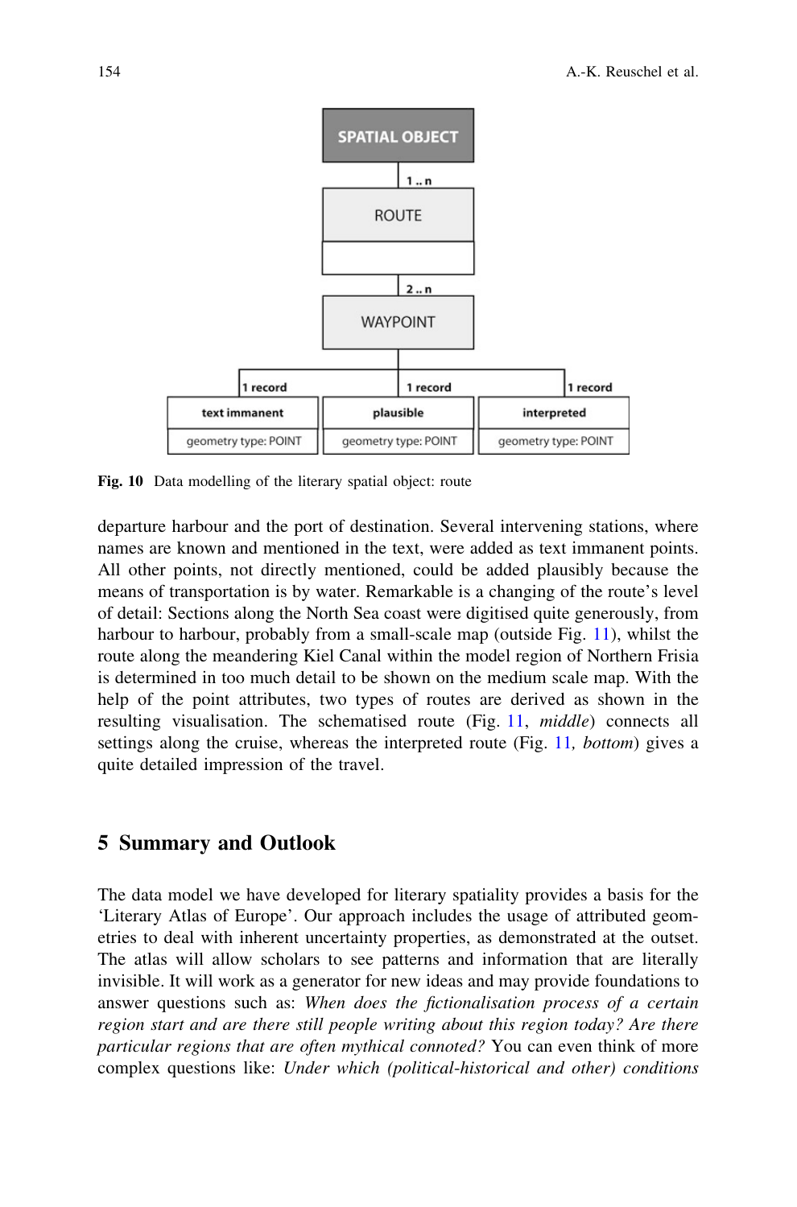**Fig. 10** Data modelling of the literary spatial object: route

departure harbour and the port of destination. Several intervening stations, where names are known and mentioned in the text, were added as text immanent points. All other points, not directly mentioned, could be added plausibly because the means of transportation is by water. Remarkable is a changing of the route's level of detail: Sections along the North Sea coast were digitised quite generously, from harbour to harbour, probably from a small-scale map (outside Fig. 11), whilst the route along the meandering Kiel Canal within the model region of Northern Frisia is determined in too much detail to be shown on the medium scale map. With the help of the point attributes, two types of routes are derived as shown in the resulting visualisation. The schematised route (Fig. 11, *middle*) connects all settings along the cruise, whereas the interpreted route (Fig. 11, *bottom*) gives a quite detailed impression of the travel.

## 5 Summary and Outlook

The data model we have developed for literary spatiality provides a basis for the 'Literary Atlas of Europe'. Our approach includes the usage of attributed geometries to deal with inherent uncertainty properties, as demonstrated at the outset. The atlas will allow scholars to see patterns and information that are literally invisible. It will work as a generator for new ideas and may provide foundations to answer questions such as: *When does the fictionalisation process of a certain region start and are there still people writing about this region today? Are there particular regions that are often mythical connoted?* You can even think of more complex questions like: *Under which (political-historical and other) conditions*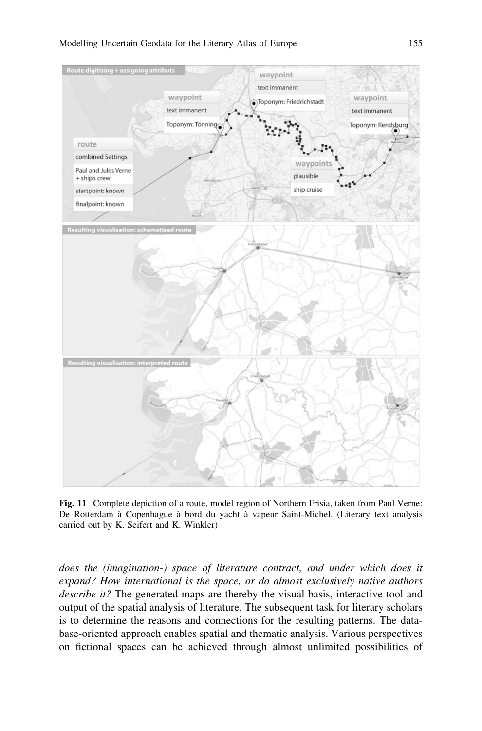**Fig. 11** Complete depiction of a route, model region of Northern Frisia, taken from Paul Verne: De Rotterdam à Copenhague à bord du yacht à vapeur Saint-Michel. (Literary text analysis carried out by K. Seifert and K. Winkler)

*does the (imagination-) space of literature contract, and under which does it expand? How international is the space, or do almost exclusively native authors describe it?* The generated maps are thereby the visual basis, interactive tool and output of the spatial analysis of literature. The subsequent task for literary scholars is to determine the reasons and connections for the resulting patterns. The database-oriented approach enables spatial and thematic analysis. Various perspectives on fictional spaces can be achieved through almost unlimited possibilities of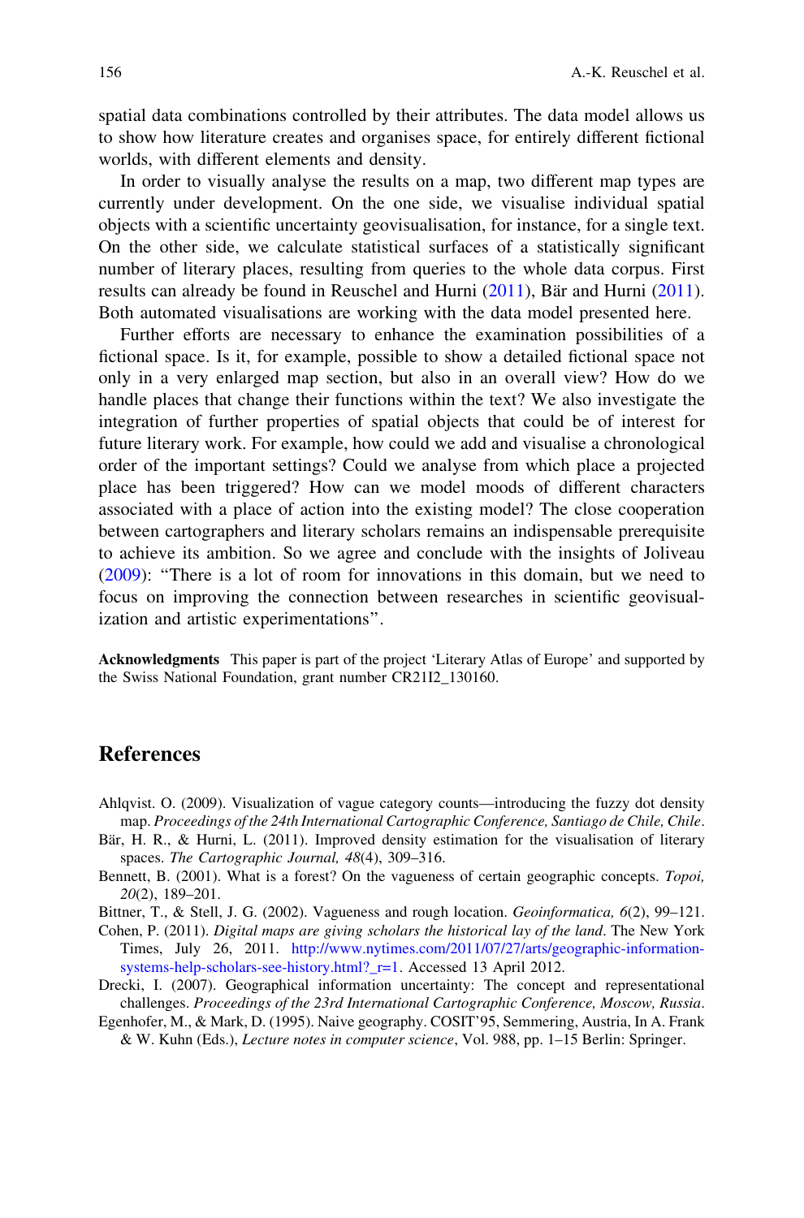spatial data combinations controlled by their attributes. The data model allows us to show how literature creates and organises space, for entirely different fictional worlds, with different elements and density.

In order to visually analyse the results on a map, two different map types are currently under development. On the one side, we visualise individual spatial objects with a scientific uncertainty geovisualisation, for instance, for a single text. On the other side, we calculate statistical surfaces of a statistically significant number of literary places, resulting from queries to the whole data corpus. First results can already be found in Reuschel and Hurni (2011), Bär and Hurni (2011). Both automated visualisations are working with the data model presented here.

Further efforts are necessary to enhance the examination possibilities of a fictional space. Is it, for example, possible to show a detailed fictional space not only in a very enlarged map section, but also in an overall view? How do we handle places that change their functions within the text? We also investigate the integration of further properties of spatial objects that could be of interest for future literary work. For example, how could we add and visualise a chronological order of the important settings? Could we analyse from which place a projected place has been triggered? How can we model moods of different characters associated with a place of action into the existing model? The close cooperation between cartographers and literary scholars remains an indispensable prerequisite to achieve its ambition. So we agree and conclude with the insights of Joliveau (2009): "There is a lot of room for innovations in this domain, but we need to focus on improving the connection between researches in scientific geovisualization and artistic experimentations".

**Acknowledgments** This paper is part of the project 'Literary Atlas of Europe' and supported by the Swiss National Foundation, grant number CR21I2_130160.

## References

Ahlqvist. O. (2009). Visualization of vague category counts—introducing the fuzzy dot density map. *Proceedings of the 24th International Cartographic Conference, Santiago de Chile, Chile*.

Bär, H. R., & Hurni, L. (2011). Improved density estimation for the visualisation of literary spaces. *The Cartographic Journal, 48*(4), 309–316.

Bennett, B. (2001). What is a forest? On the vagueness of certain geographic concepts. *Topoi, 20*(2), 189–201.

Bittner, T., & Stell, J. G. (2002). Vagueness and rough location. *Geoinformatica, 6*(2), 99–121.

Cohen, P. (2011). *Digital maps are giving scholars the historical lay of the land*. The New York Times, July 26, 2011. http://www.nytimes.com/2011/07/27/arts/geographic-information-systems-help-scholars-see-history.html?_r=1. Accessed 13 April 2012.

Drecki, I. (2007). Geographical information uncertainty: The concept and representational challenges. *Proceedings of the 23rd International Cartographic Conference, Moscow, Russia*.

Egenhofer, M., & Mark, D. (1995). Naive geography. COSIT'95, Semmering, Austria, In A. Frank & W. Kuhn (Eds.), *Lecture notes in computer science*, Vol. 988, pp. 1–15 Berlin: Springer.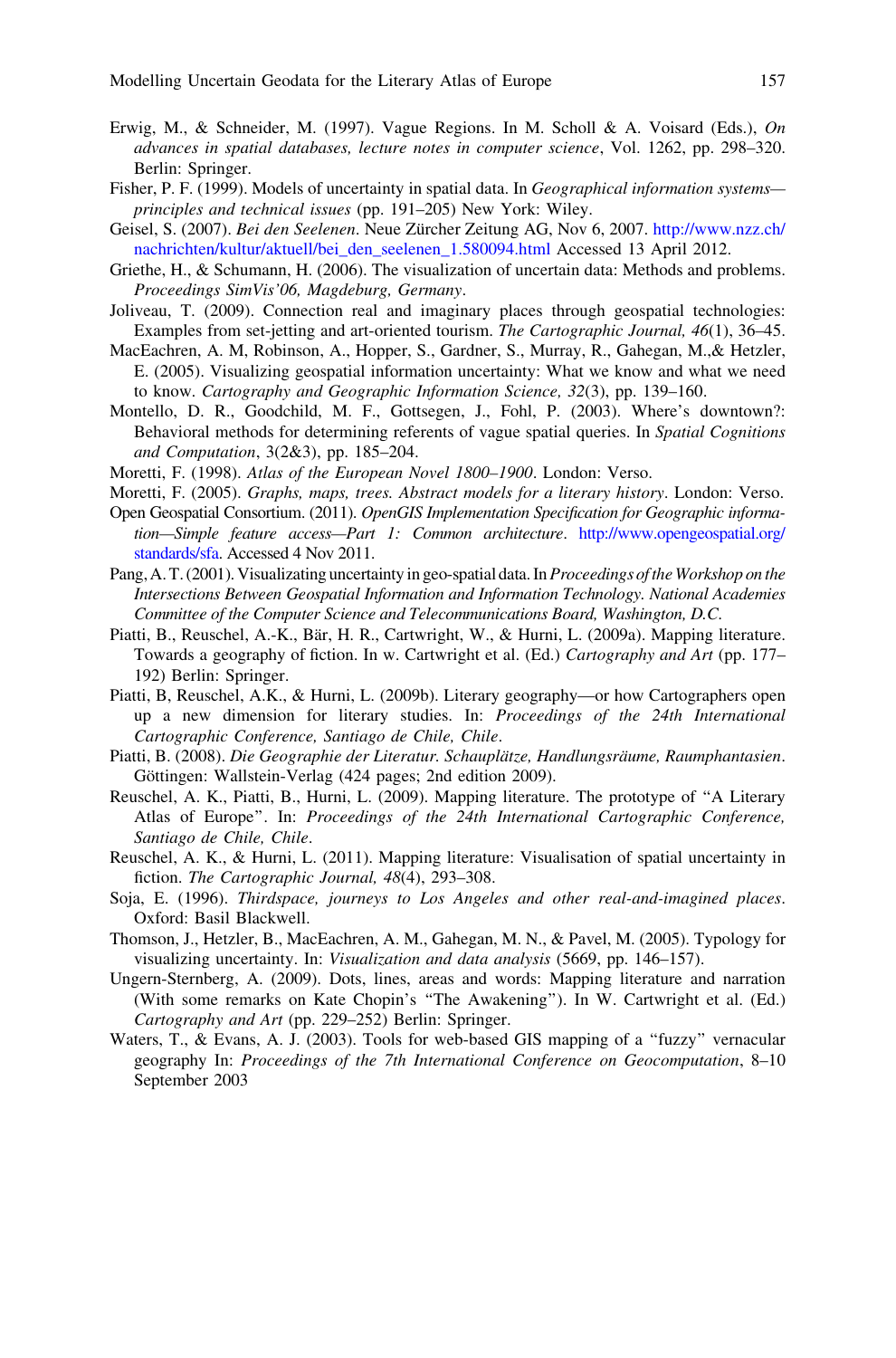Erwig, M., & Schneider, M. (1997). Vague Regions. In M. Scholl & A. Voisard (Eds.), *On advances in spatial databases, lecture notes in computer science*, Vol. 1262, pp. 298–320. Berlin: Springer.

Fisher, P. F. (1999). Models of uncertainty in spatial data. In *Geographical information systems—principles and technical issues* (pp. 191–205) New York: Wiley.

Geisel, S. (2007). *Bei den Seelenen*. Neue Zürcher Zeitung AG, Nov 6, 2007. http://www.nzz.ch/nachrichten/kultur/aktuell/bei_den_seelenen_1.580094.html Accessed 13 April 2012.

Griethe, H., & Schumann, H. (2006). The visualization of uncertain data: Methods and problems. *Proceedings SimVis'06, Magdeburg, Germany*.

Joliveau, T. (2009). Connection real and imaginary places through geospatial technologies: Examples from set-jetting and art-oriented tourism. *The Cartographic Journal, 46*(1), 36–45.

MacEachren, A. M, Robinson, A., Hopper, S., Gardner, S., Murray, R., Gahegan, M.,& Hetzler, E. (2005). Visualizing geospatial information uncertainty: What we know and what we need to know. *Cartography and Geographic Information Science, 32*(3), pp. 139–160.

Montello, D. R., Goodchild, M. F., Gottsegen, J., Fohl, P. (2003). Where's downtown?: Behavioral methods for determining referents of vague spatial queries. In *Spatial Cognitions and Computation*, 3(2&3), pp. 185–204.

Moretti, F. (1998). *Atlas of the European Novel 1800–1900*. London: Verso.

Moretti, F. (2005). *Graphs, maps, trees. Abstract models for a literary history*. London: Verso.

Open Geospatial Consortium. (2011). *OpenGIS Implementation Specification for Geographic information—Simple feature access—Part 1: Common architecture*. http://www.opengeospatial.org/standards/sfa. Accessed 4 Nov 2011.

Pang, A. T. (2001). Visualizating uncertainty in geo-spatial data. In *Proceedings of the Workshop on the Intersections Between Geospatial Information and Information Technology. National Academies Committee of the Computer Science and Telecommunications Board, Washington, D.C.*

Piatti, B., Reuschel, A.-K., Bär, H. R., Cartwright, W., & Hurni, L. (2009a). Mapping literature. Towards a geography of fiction. In w. Cartwright et al. (Ed.) *Cartography and Art* (pp. 177–192) Berlin: Springer.

Piatti, B, Reuschel, A.K., & Hurni, L. (2009b). Literary geography—or how Cartographers open up a new dimension for literary studies. In: *Proceedings of the 24th International Cartographic Conference, Santiago de Chile, Chile*.

Piatti, B. (2008). *Die Geographie der Literatur. Schauplätze, Handlungsräume, Raumphantasien*. Göttingen: Wallstein-Verlag (424 pages; 2nd edition 2009).

Reuschel, A. K., Piatti, B., Hurni, L. (2009). Mapping literature. The prototype of "A Literary Atlas of Europe". In: *Proceedings of the 24th International Cartographic Conference, Santiago de Chile, Chile*.

Reuschel, A. K., & Hurni, L. (2011). Mapping literature: Visualisation of spatial uncertainty in fiction. *The Cartographic Journal, 48*(4), 293–308.

Soja, E. (1996). *Thirdspace, journeys to Los Angeles and other real-and-imagined places*. Oxford: Basil Blackwell.

Thomson, J., Hetzler, B., MacEachren, A. M., Gahegan, M. N., & Pavel, M. (2005). Typology for visualizing uncertainty. In: *Visualization and data analysis* (5669, pp. 146–157).

Ungern-Sternberg, A. (2009). Dots, lines, areas and words: Mapping literature and narration (With some remarks on Kate Chopin's "The Awakening"). In W. Cartwright et al. (Ed.) *Cartography and Art* (pp. 229–252) Berlin: Springer.

Waters, T., & Evans, A. J. (2003). Tools for web-based GIS mapping of a "fuzzy" vernacular geography In: *Proceedings of the 7th International Conference on Geocomputation*, 8–10 September 2003